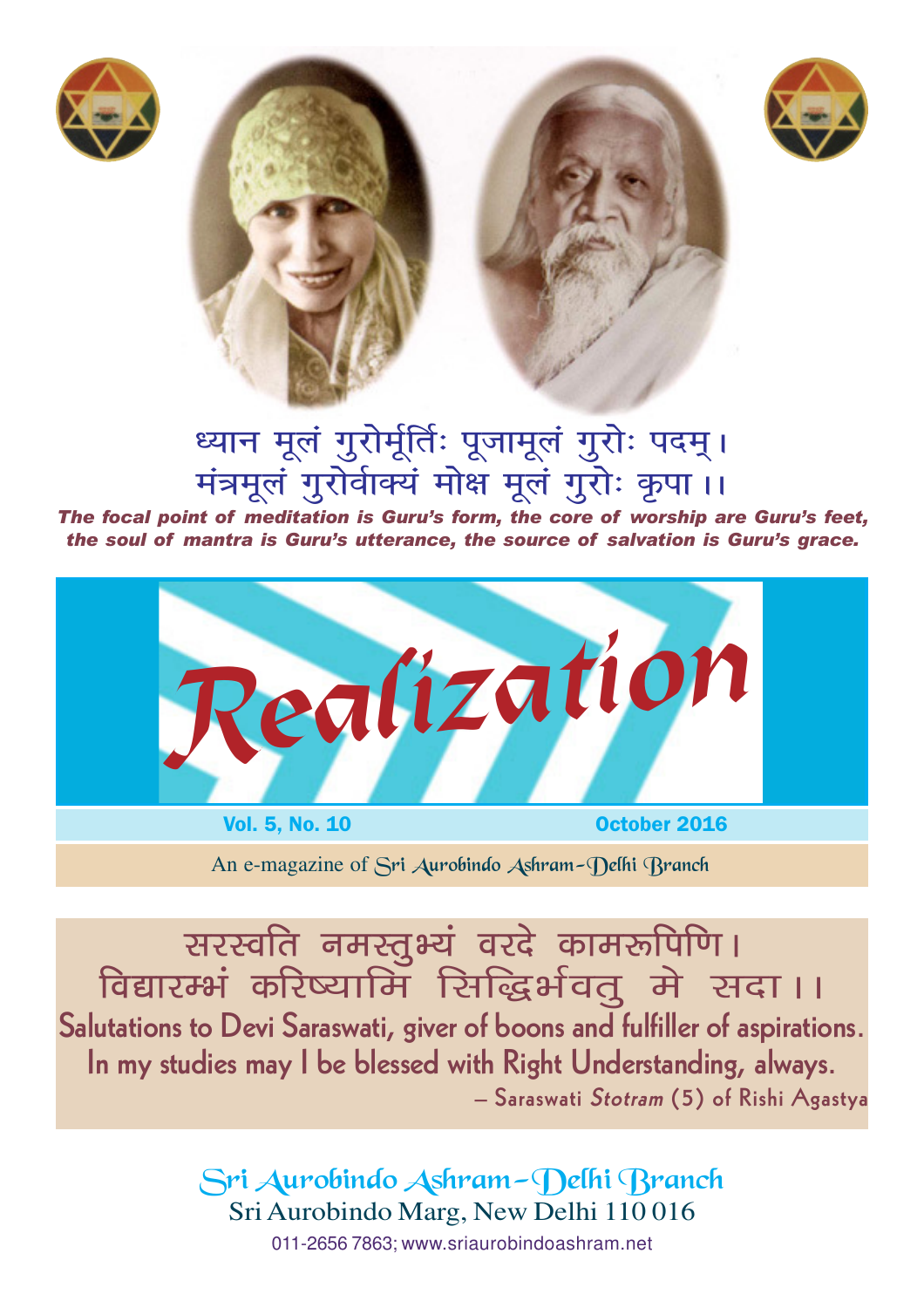ध्यान मूलं गुरोर्मूर्तिः पूजामूलं गुरोः पदम्।
मंत्रमूलं गुरोर्वाक्यं मोक्ष मूलं गुरोः कृपा।।

***The focal point of meditation is Guru's form, the core of worship are Guru's feet, the soul of mantra is Guru's utterance, the source of salvation is Guru's grace.***

# Realization

**Vol. 5, No. 10** | **October 2016**

An e-magazine of Sri Aurobindo Ashram–Delhi Branch

सरस्वति नमस्तुभ्यं वरदे कामरूपिणि।
विद्यारम्भं करिष्यामि सिद्धिर्भवतु मे सदा।।

**Salutations to Devi Saraswati, giver of boons and fulfiller of aspirations.
In my studies may I be blessed with Right Understanding, always.**

– Saraswati *Stotram* (5) of Rishi Agastya

Sri Aurobindo Ashram–Delhi Branch
Sri Aurobindo Marg, New Delhi 110 016
011-2656 7863; www.sriaurobindoashram.net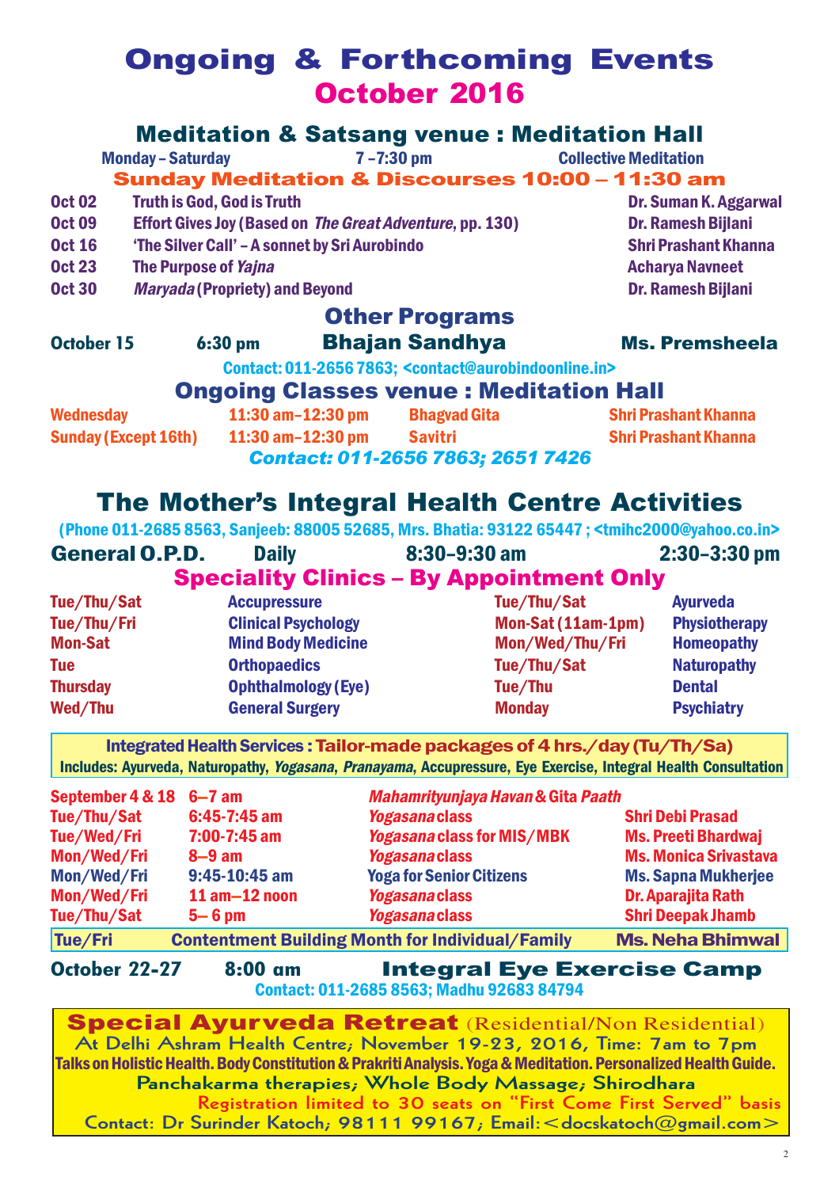# Ongoing & Forthcoming Events
## October 2016

### Meditation & Satsang venue : Meditation Hall

| Monday – Saturday | 7 –7:30 pm | Collective Meditation |
|---|---|---|

**Sunday Meditation & Discourses 10:00 – 11:30 am**

| Date | Topic | Speaker |
|---|---|---|
| Oct 02 | Truth is God, God is Truth | Dr. Suman K. Aggarwal |
| Oct 09 | Effort Gives Joy (Based on *The Great Adventure*, pp. 130) | Dr. Ramesh Bijlani |
| Oct 16 | 'The Silver Call' – A sonnet by Sri Aurobindo | Shri Prashant Khanna |
| Oct 23 | The Purpose of *Yajna* | Acharya Navneet |
| Oct 30 | *Maryada* (Propriety) and Beyond | Dr. Ramesh Bijlani |

### Other Programs

| October 15 | 6:30 pm | Bhajan Sandhya | Ms. Premsheela |
|---|---|---|---|

Contact: 011-2656 7863; <contact@aurobindoonline.in>

### Ongoing Classes venue : Meditation Hall

| Day | Time | Class | Teacher |
|---|---|---|---|
| Wednesday | 11:30 am–12:30 pm | Bhagvad Gita | Shri Prashant Khanna |
| Sunday (Except 16th) | 11:30 am–12:30 pm | Savitri | Shri Prashant Khanna |

*Contact: 011-2656 7863; 2651 7426*

## The Mother's Integral Health Centre Activities

(Phone 011-2685 8563, Sanjeeb: 88005 52685, Mrs. Bhatia: 93122 65447 ; <tmihc2000@yahoo.co.in>

| General O.P.D. | Daily | 8:30–9:30 am | 2:30–3:30 pm |
|---|---|---|---|

### Speciality Clinics – By Appointment Only

| Day | Clinic | Day | Clinic |
|---|---|---|---|
| Tue/Thu/Sat | Accupressure | Tue/Thu/Sat | Ayurveda |
| Tue/Thu/Fri | Clinical Psychology | Mon-Sat (11am-1pm) | Physiotherapy |
| Mon-Sat | Mind Body Medicine | Mon/Wed/Thu/Fri | Homeopathy |
| Tue | Orthopaedics | Tue/Thu/Sat | Naturopathy |
| Thursday | Ophthalmology (Eye) | Tue/Thu | Dental |
| Wed/Thu | General Surgery | Monday | Psychiatry |

**Integrated Health Services : Tailor-made packages of 4 hrs./day (Tu/Th/Sa)**
Includes: Ayurveda, Naturopathy, *Yogasana*, *Pranayama*, Accupressure, Eye Exercise, Integral Health Consultation

| Day | Time | Program | Instructor |
|---|---|---|---|
| September 4 & 18 | 6–7 am | *Mahamrityunjaya Havan* & Gita *Paath* | |
| Tue/Thu/Sat | 6:45-7:45 am | *Yogasana* class | Shri Debi Prasad |
| Tue/Wed/Fri | 7:00-7:45 am | *Yogasana* class for MIS/MBK | Ms. Preeti Bhardwaj |
| Mon/Wed/Fri | 8–9 am | *Yogasana* class | Ms. Monica Srivastava |
| Mon/Wed/Fri | 9:45-10:45 am | Yoga for Senior Citizens | Ms. Sapna Mukherjee |
| Mon/Wed/Fri | 11 am–12 noon | *Yogasana* class | Dr. Aparajita Rath |
| Tue/Thu/Sat | 5– 6 pm | *Yogasana* class | Shri Deepak Jhamb |
| Tue/Fri | Contentment Building Month for Individual/Family | | Ms. Neha Bhimwal |

| October 22-27 | 8:00 am | Integral Eye Exercise Camp |
|---|---|---|

Contact: 011-2685 8563; Madhu 92683 84794

**Special Ayurveda Retreat** (Residential/Non Residential)
At Delhi Ashram Health Centre; November 19-23, 2016, Time: 7am to 7pm
Talks on Holistic Health. Body Constitution & Prakriti Analysis. Yoga & Meditation. Personalized Health Guide.
Panchakarma therapies; Whole Body Massage; Shirodhara
Registration limited to 30 seats on "First Come First Served" basis
Contact: Dr Surinder Katoch; 98111 99167; Email:<docskatoch@gmail.com>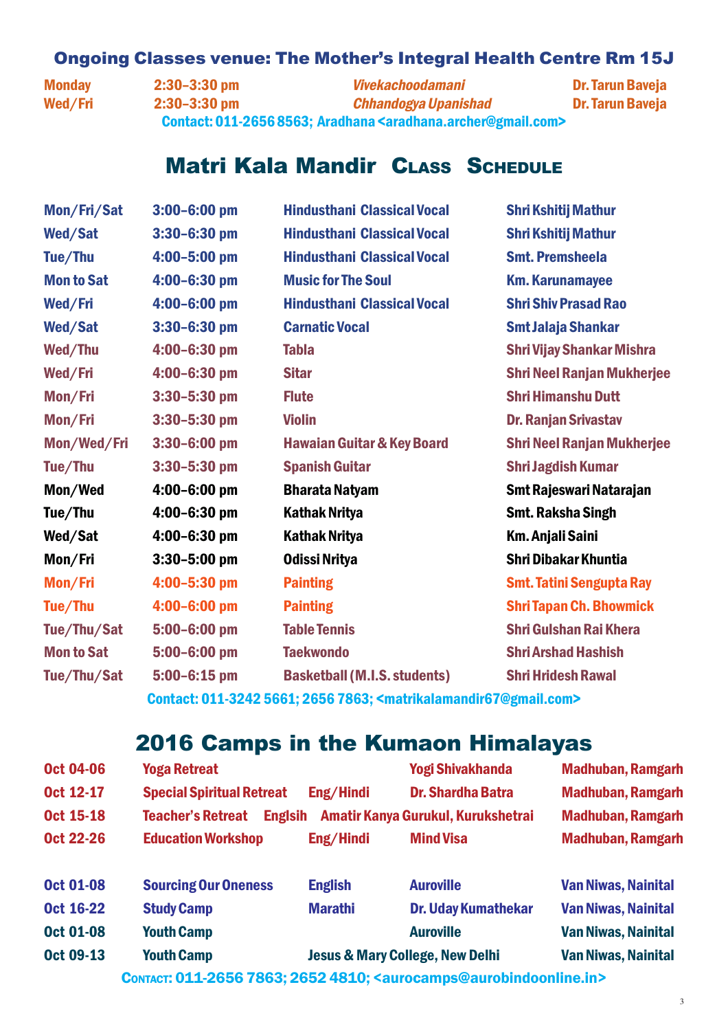## Ongoing Classes venue: The Mother's Integral Health Centre Rm 15J

| | | | |
|---|---|---|---|
| Monday | 2:30–3:30 pm | *Vivekachoodamani* | Dr. Tarun Baveja |
| Wed/Fri | 2:30–3:30 pm | *Chhandogya Upanishad* | Dr. Tarun Baveja |

Contact: 011-2656 8563; Aradhana <aradhana.archer@gmail.com>

## Matri Kala Mandir Class Schedule

| | | | |
|---|---|---|---|
| Mon/Fri/Sat | 3:00–6:00 pm | Hindusthani Classical Vocal | Shri Kshitij Mathur |
| Wed/Sat | 3:30–6:30 pm | Hindusthani Classical Vocal | Shri Kshitij Mathur |
| Tue/Thu | 4:00–5:00 pm | Hindusthani Classical Vocal | Smt. Premsheela |
| Mon to Sat | 4:00–6:30 pm | Music for The Soul | Km. Karunamayee |
| Wed/Fri | 4:00–6:00 pm | Hindusthani Classical Vocal | Shri Shiv Prasad Rao |
| Wed/Sat | 3:30–6:30 pm | Carnatic Vocal | Smt Jalaja Shankar |
| Wed/Thu | 4:00–6:30 pm | Tabla | Shri Vijay Shankar Mishra |
| Wed/Fri | 4:00–6:30 pm | Sitar | Shri Neel Ranjan Mukherjee |
| Mon/Fri | 3:30–5:30 pm | Flute | Shri Himanshu Dutt |
| Mon/Fri | 3:30–5:30 pm | Violin | Dr. Ranjan Srivastav |
| Mon/Wed/Fri | 3:30–6:00 pm | Hawaian Guitar & Key Board | Shri Neel Ranjan Mukherjee |
| Tue/Thu | 3:30–5:30 pm | Spanish Guitar | Shri Jagdish Kumar |
| Mon/Wed | 4:00–6:00 pm | Bharata Natyam | Smt Rajeswari Natarajan |
| Tue/Thu | 4:00–6:30 pm | Kathak Nritya | Smt. Raksha Singh |
| Wed/Sat | 4:00–6:30 pm | Kathak Nritya | Km. Anjali Saini |
| Mon/Fri | 3:30–5:00 pm | Odissi Nritya | Shri Dibakar Khuntia |
| Mon/Fri | 4:00–5:30 pm | Painting | Smt. Tatini Sengupta Ray |
| Tue/Thu | 4:00–6:00 pm | Painting | Shri Tapan Ch. Bhowmick |
| Tue/Thu/Sat | 5:00–6:00 pm | Table Tennis | Shri Gulshan Rai Khera |
| Mon to Sat | 5:00–6:00 pm | Taekwondo | Shri Arshad Hashish |
| Tue/Thu/Sat | 5:00–6:15 pm | Basketball (M.I.S. students) | Shri Hridesh Rawal |

Contact: 011-3242 5661; 2656 7863; <matrikalamandir67@gmail.com>

## 2016 Camps in the Kumaon Himalayas

| | | | | |
|---|---|---|---|---|
| Oct 04-06 | Yoga Retreat | | Yogi Shivakhanda | Madhuban, Ramgarh |
| Oct 12-17 | Special Spiritual Retreat | Eng/Hindi | Dr. Shardha Batra | Madhuban, Ramgarh |
| Oct 15-18 | Teacher's Retreat | Englsih | Amatir Kanya Gurukul, Kurukshetrai | Madhuban, Ramgarh |
| Oct 22-26 | Education Workshop | Eng/Hindi | Mind Visa | Madhuban, Ramgarh |
| Oct 01-08 | Sourcing Our Oneness | English | Auroville | Van Niwas, Nainital |
| Oct 16-22 | Study Camp | Marathi | Dr. Uday Kumathekar | Van Niwas, Nainital |
| Oct 01-08 | Youth Camp | | Auroville | Van Niwas, Nainital |
| Oct 09-13 | Youth Camp | Jesus & Mary College, New Delhi | | Van Niwas, Nainital |

Contact: 011-2656 7863; 2652 4810; <aurocamps@aurobindoonline.in>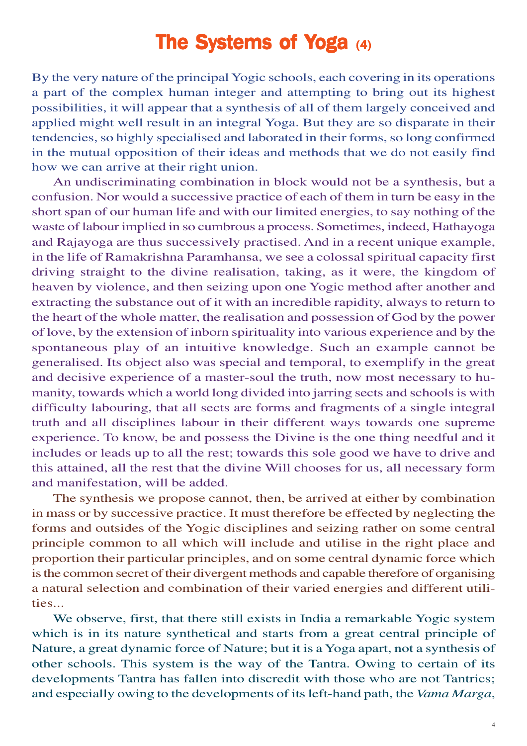# The Systems of Yoga (4)

By the very nature of the principal Yogic schools, each covering in its operations a part of the complex human integer and attempting to bring out its highest possibilities, it will appear that a synthesis of all of them largely conceived and applied might well result in an integral Yoga. But they are so disparate in their tendencies, so highly specialised and laborated in their forms, so long confirmed in the mutual opposition of their ideas and methods that we do not easily find how we can arrive at their right union.

An undiscriminating combination in block would not be a synthesis, but a confusion. Nor would a successive practice of each of them in turn be easy in the short span of our human life and with our limited energies, to say nothing of the waste of labour implied in so cumbrous a process. Sometimes, indeed, Hathayoga and Rajayoga are thus successively practised. And in a recent unique example, in the life of Ramakrishna Paramhansa, we see a colossal spiritual capacity first driving straight to the divine realisation, taking, as it were, the kingdom of heaven by violence, and then seizing upon one Yogic method after another and extracting the substance out of it with an incredible rapidity, always to return to the heart of the whole matter, the realisation and possession of God by the power of love, by the extension of inborn spirituality into various experience and by the spontaneous play of an intuitive knowledge. Such an example cannot be generalised. Its object also was special and temporal, to exemplify in the great and decisive experience of a master-soul the truth, now most necessary to humanity, towards which a world long divided into jarring sects and schools is with difficulty labouring, that all sects are forms and fragments of a single integral truth and all disciplines labour in their different ways towards one supreme experience. To know, be and possess the Divine is the one thing needful and it includes or leads up to all the rest; towards this sole good we have to drive and this attained, all the rest that the divine Will chooses for us, all necessary form and manifestation, will be added.

The synthesis we propose cannot, then, be arrived at either by combination in mass or by successive practice. It must therefore be effected by neglecting the forms and outsides of the Yogic disciplines and seizing rather on some central principle common to all which will include and utilise in the right place and proportion their particular principles, and on some central dynamic force which is the common secret of their divergent methods and capable therefore of organising a natural selection and combination of their varied energies and different utilities...

We observe, first, that there still exists in India a remarkable Yogic system which is in its nature synthetical and starts from a great central principle of Nature, a great dynamic force of Nature; but it is a Yoga apart, not a synthesis of other schools. This system is the way of the Tantra. Owing to certain of its developments Tantra has fallen into discredit with those who are not Tantrics; and especially owing to the developments of its left-hand path, the *Vama Marga*,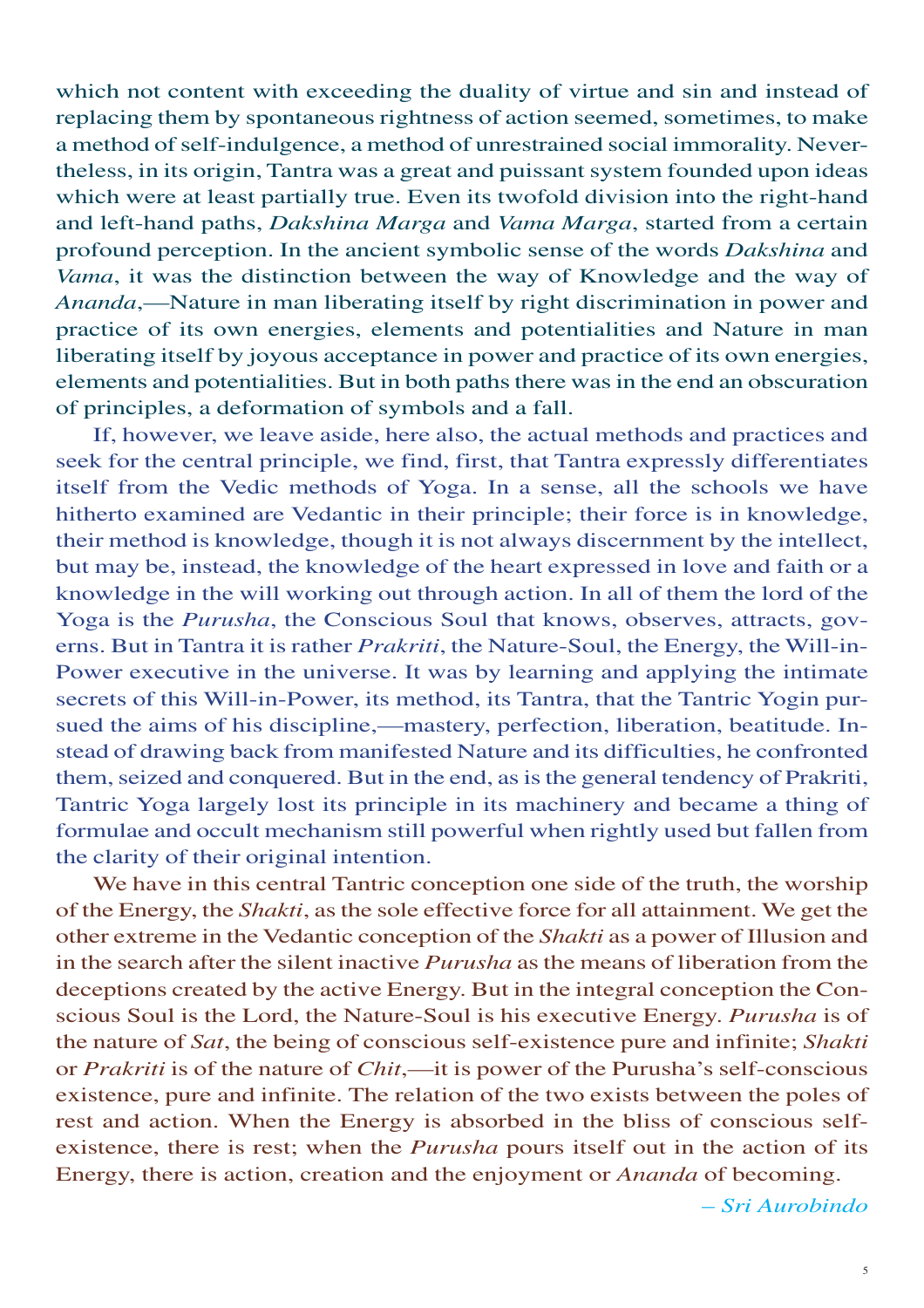which not content with exceeding the duality of virtue and sin and instead of replacing them by spontaneous rightness of action seemed, sometimes, to make a method of self-indulgence, a method of unrestrained social immorality. Nevertheless, in its origin, Tantra was a great and puissant system founded upon ideas which were at least partially true. Even its twofold division into the right-hand and left-hand paths, *Dakshina Marga* and *Vama Marga*, started from a certain profound perception. In the ancient symbolic sense of the words *Dakshina* and *Vama*, it was the distinction between the way of Knowledge and the way of *Ananda*,—Nature in man liberating itself by right discrimination in power and practice of its own energies, elements and potentialities and Nature in man liberating itself by joyous acceptance in power and practice of its own energies, elements and potentialities. But in both paths there was in the end an obscuration of principles, a deformation of symbols and a fall.

If, however, we leave aside, here also, the actual methods and practices and seek for the central principle, we find, first, that Tantra expressly differentiates itself from the Vedic methods of Yoga. In a sense, all the schools we have hitherto examined are Vedantic in their principle; their force is in knowledge, their method is knowledge, though it is not always discernment by the intellect, but may be, instead, the knowledge of the heart expressed in love and faith or a knowledge in the will working out through action. In all of them the lord of the Yoga is the *Purusha*, the Conscious Soul that knows, observes, attracts, governs. But in Tantra it is rather *Prakriti*, the Nature-Soul, the Energy, the Will-in-Power executive in the universe. It was by learning and applying the intimate secrets of this Will-in-Power, its method, its Tantra, that the Tantric Yogin pursued the aims of his discipline,—mastery, perfection, liberation, beatitude. Instead of drawing back from manifested Nature and its difficulties, he confronted them, seized and conquered. But in the end, as is the general tendency of Prakriti, Tantric Yoga largely lost its principle in its machinery and became a thing of formulae and occult mechanism still powerful when rightly used but fallen from the clarity of their original intention.

We have in this central Tantric conception one side of the truth, the worship of the Energy, the *Shakti*, as the sole effective force for all attainment. We get the other extreme in the Vedantic conception of the *Shakti* as a power of Illusion and in the search after the silent inactive *Purusha* as the means of liberation from the deceptions created by the active Energy. But in the integral conception the Conscious Soul is the Lord, the Nature-Soul is his executive Energy. *Purusha* is of the nature of *Sat*, the being of conscious self-existence pure and infinite; *Shakti* or *Prakriti* is of the nature of *Chit*,—it is power of the Purusha's self-conscious existence, pure and infinite. The relation of the two exists between the poles of rest and action. When the Energy is absorbed in the bliss of conscious self-existence, there is rest; when the *Purusha* pours itself out in the action of its Energy, there is action, creation and the enjoyment or *Ananda* of becoming.

*– Sri Aurobindo*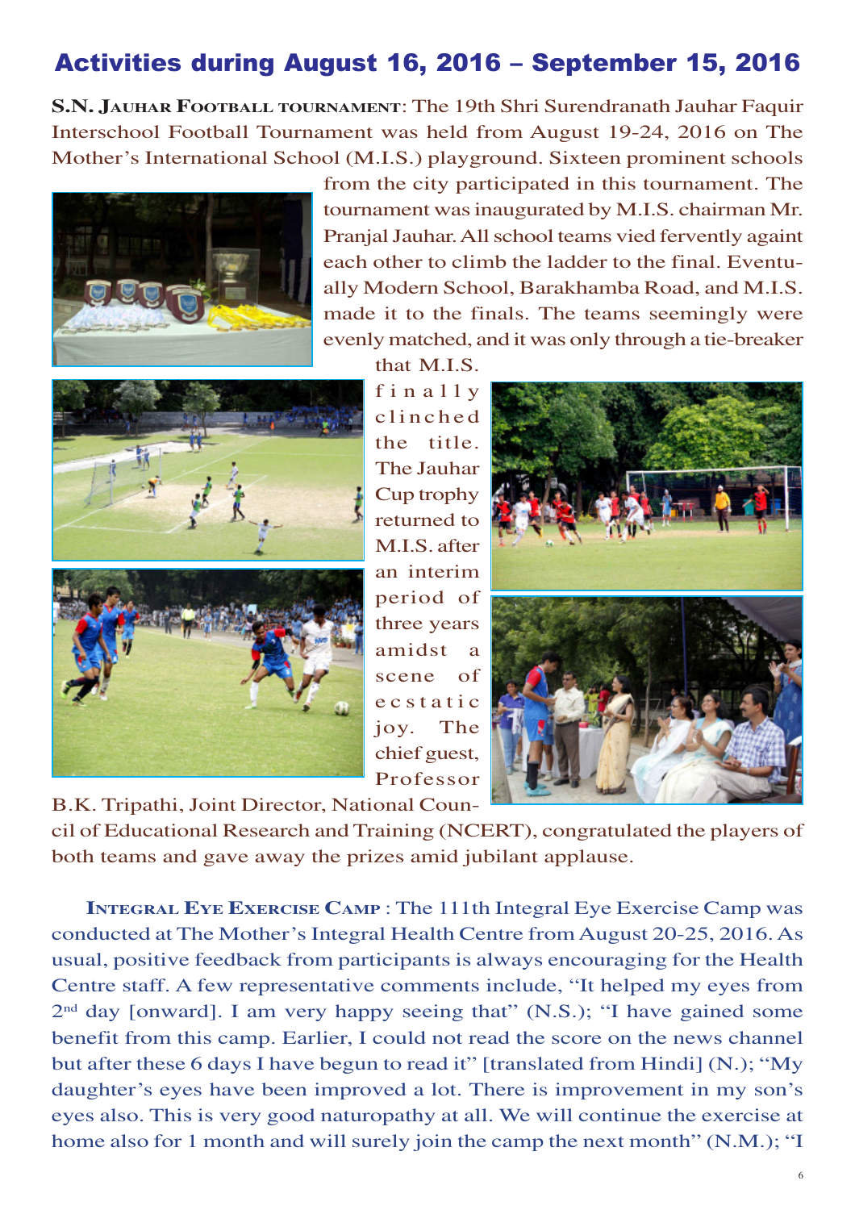# Activities during August 16, 2016 – September 15, 2016

**S.N. Jauhar Football tournament**: The 19th Shri Surendranath Jauhar Faquir Interschool Football Tournament was held from August 19-24, 2016 on The Mother's International School (M.I.S.) playground. Sixteen prominent schools from the city participated in this tournament. The tournament was inaugurated by M.I.S. chairman Mr. Pranjal Jauhar. All school teams vied fervently againt each other to climb the ladder to the final. Eventually Modern School, Barakhamba Road, and M.I.S. made it to the finals. The teams seemingly were evenly matched, and it was only through a tie-breaker that M.I.S. finally clinched the title. The Jauhar Cup trophy returned to M.I.S. after an interim period of three years amidst a scene of ecstatic joy. The chief guest, Professor B.K. Tripathi, Joint Director, National Council of Educational Research and Training (NCERT), congratulated the players of both teams and gave away the prizes amid jubilant applause.

**Integral Eye Exercise Camp** : The 111th Integral Eye Exercise Camp was conducted at The Mother's Integral Health Centre from August 20-25, 2016. As usual, positive feedback from participants is always encouraging for the Health Centre staff. A few representative comments include, "It helped my eyes from 2nd day [onward]. I am very happy seeing that" (N.S.); "I have gained some benefit from this camp. Earlier, I could not read the score on the news channel but after these 6 days I have begun to read it" [translated from Hindi] (N.); "My daughter's eyes have been improved a lot. There is improvement in my son's eyes also. This is very good naturopathy at all. We will continue the exercise at home also for 1 month and will surely join the camp the next month" (N.M.); "I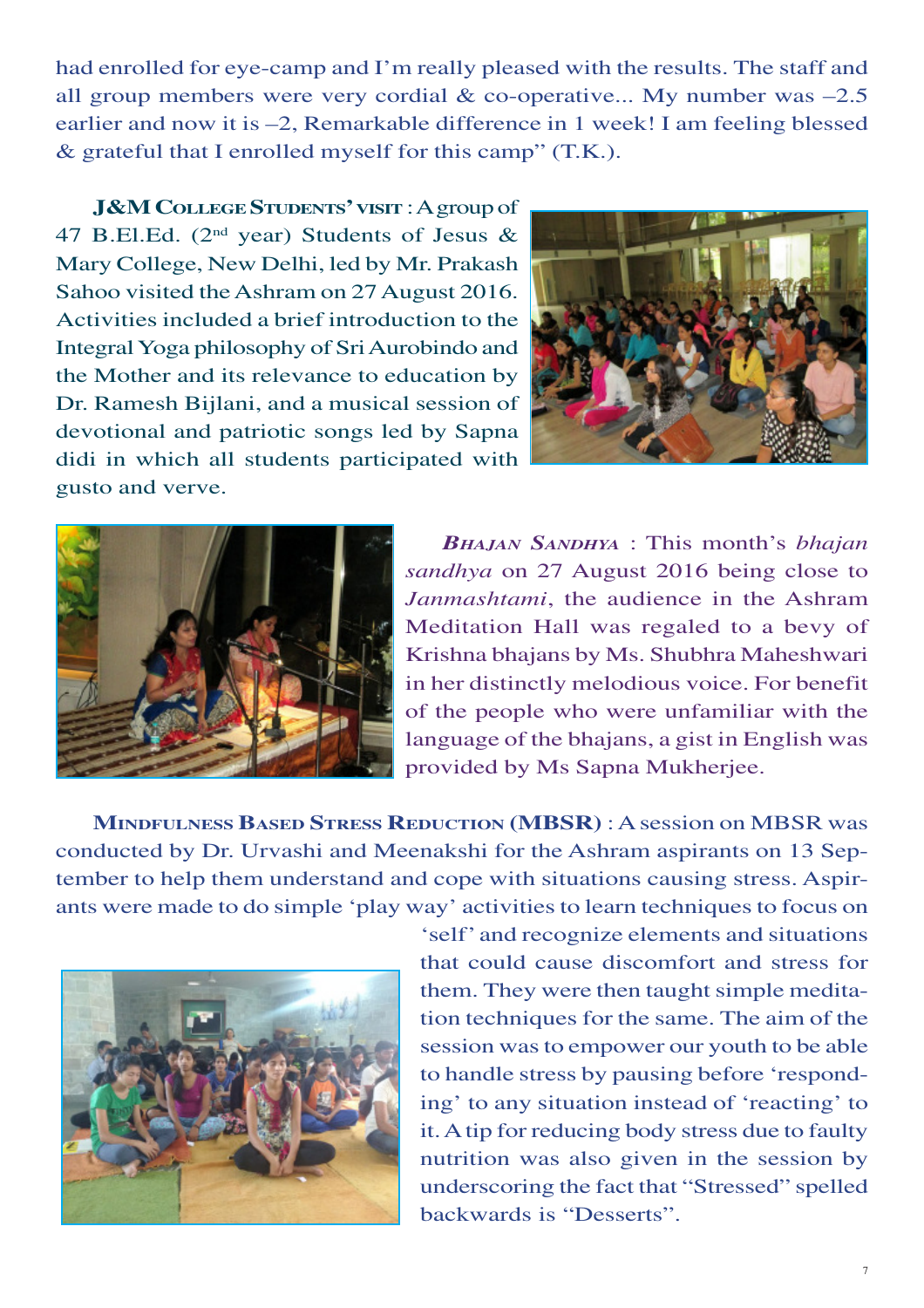had enrolled for eye-camp and I'm really pleased with the results. The staff and all group members were very cordial & co-operative... My number was –2.5 earlier and now it is –2, Remarkable difference in 1 week! I am feeling blessed & grateful that I enrolled myself for this camp" (T.K.).

**J&M College Students' visit** : A group of 47 B.El.Ed. (2nd year) Students of Jesus & Mary College, New Delhi, led by Mr. Prakash Sahoo visited the Ashram on 27 August 2016. Activities included a brief introduction to the Integral Yoga philosophy of Sri Aurobindo and the Mother and its relevance to education by Dr. Ramesh Bijlani, and a musical session of devotional and patriotic songs led by Sapna didi in which all students participated with gusto and verve.

***Bhajan Sandhya*** : This month's *bhajan sandhya* on 27 August 2016 being close to *Janmashtami*, the audience in the Ashram Meditation Hall was regaled to a bevy of Krishna bhajans by Ms. Shubhra Maheshwari in her distinctly melodious voice. For benefit of the people who were unfamiliar with the language of the bhajans, a gist in English was provided by Ms Sapna Mukherjee.

**Mindfulness Based Stress Reduction (MBSR)** : A session on MBSR was conducted by Dr. Urvashi and Meenakshi for the Ashram aspirants on 13 September to help them understand and cope with situations causing stress. Aspirants were made to do simple 'play way' activities to learn techniques to focus on 'self' and recognize elements and situations that could cause discomfort and stress for them. They were then taught simple meditation techniques for the same. The aim of the session was to empower our youth to be able to handle stress by pausing before 'responding' to any situation instead of 'reacting' to it. A tip for reducing body stress due to faulty nutrition was also given in the session by underscoring the fact that "Stressed" spelled backwards is "Desserts".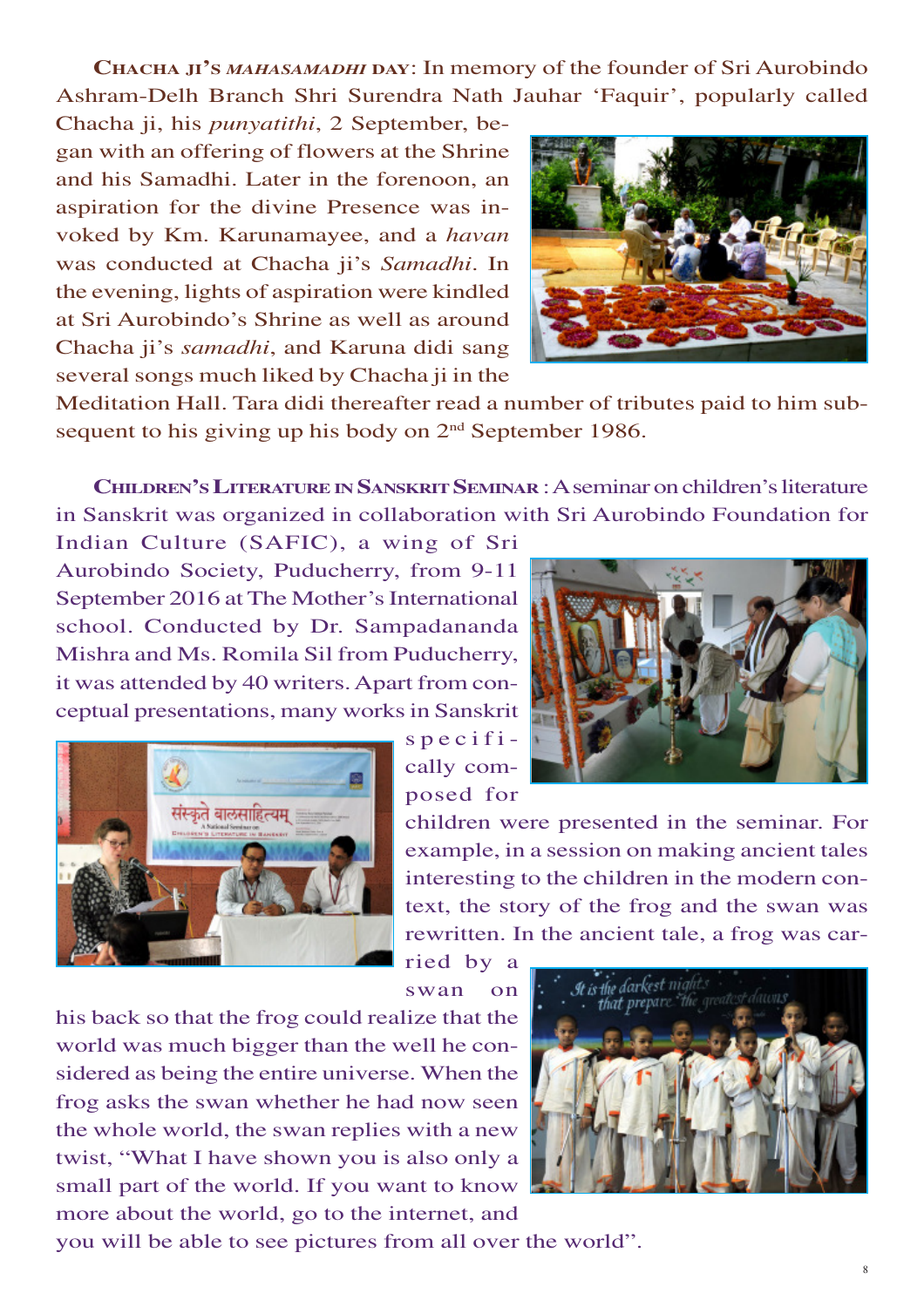**CHACHA JI'S *MAHASAMADHI* DAY**: In memory of the founder of Sri Aurobindo Ashram-Delh Branch Shri Surendra Nath Jauhar 'Faquir', popularly called Chacha ji, his *punyatithi*, 2 September, began with an offering of flowers at the Shrine and his Samadhi. Later in the forenoon, an aspiration for the divine Presence was invoked by Km. Karunamayee, and a *havan* was conducted at Chacha ji's *Samadhi*. In the evening, lights of aspiration were kindled at Sri Aurobindo's Shrine as well as around Chacha ji's *samadhi*, and Karuna didi sang several songs much liked by Chacha ji in the Meditation Hall. Tara didi thereafter read a number of tributes paid to him subsequent to his giving up his body on 2nd September 1986.

**CHILDREN'S LITERATURE IN SANSKRIT SEMINAR** : A seminar on children's literature in Sanskrit was organized in collaboration with Sri Aurobindo Foundation for Indian Culture (SAFIC), a wing of Sri Aurobindo Society, Puducherry, from 9-11 September 2016 at The Mother's International school. Conducted by Dr. Sampadananda Mishra and Ms. Romila Sil from Puducherry, it was attended by 40 writers. Apart from conceptual presentations, many works in Sanskrit specifically composed for children were presented in the seminar. For example, in a session on making ancient tales interesting to the children in the modern context, the story of the frog and the swan was rewritten. In the ancient tale, a frog was carried by a swan on his back so that the frog could realize that the world was much bigger than the well he considered as being the entire universe. When the frog asks the swan whether he had now seen the whole world, the swan replies with a new twist, "What I have shown you is also only a small part of the world. If you want to know more about the world, go to the internet, and you will be able to see pictures from all over the world".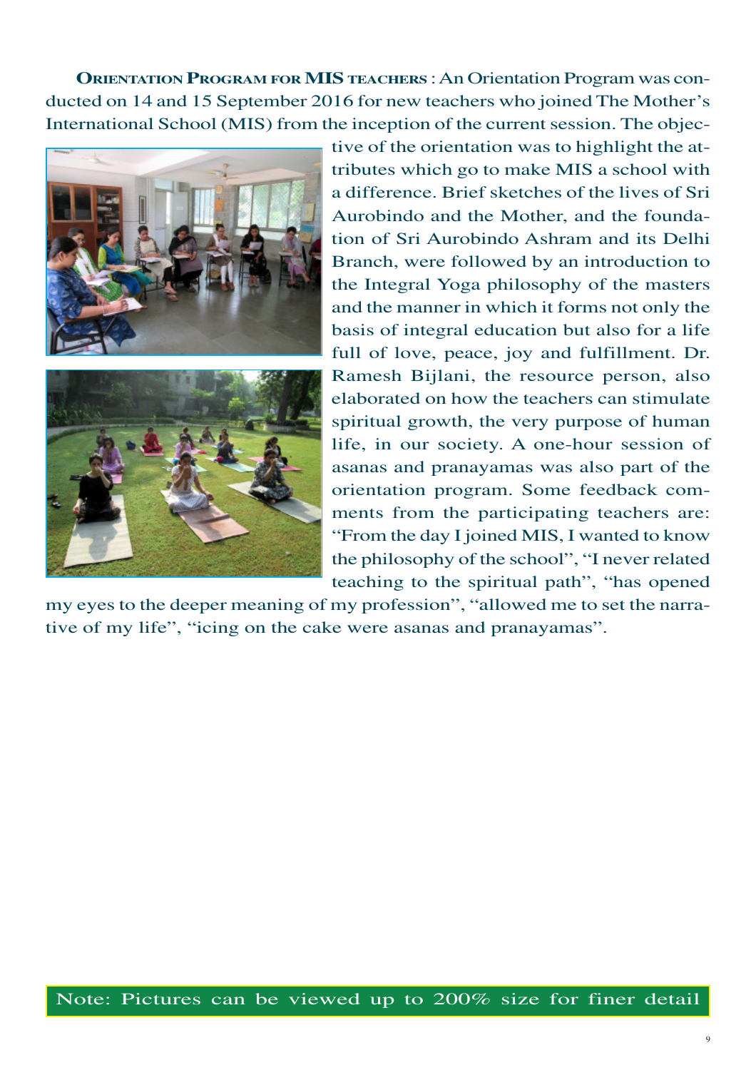**Orientation Program for MIS teachers** : An Orientation Program was conducted on 14 and 15 September 2016 for new teachers who joined The Mother's International School (MIS) from the inception of the current session. The objective of the orientation was to highlight the attributes which go to make MIS a school with a difference. Brief sketches of the lives of Sri Aurobindo and the Mother, and the foundation of Sri Aurobindo Ashram and its Delhi Branch, were followed by an introduction to the Integral Yoga philosophy of the masters and the manner in which it forms not only the basis of integral education but also for a life full of love, peace, joy and fulfillment. Dr. Ramesh Bijlani, the resource person, also elaborated on how the teachers can stimulate spiritual growth, the very purpose of human life, in our society. A one-hour session of asanas and pranayamas was also part of the orientation program. Some feedback comments from the participating teachers are: "From the day I joined MIS, I wanted to know the philosophy of the school", "I never related teaching to the spiritual path", "has opened my eyes to the deeper meaning of my profession", "allowed me to set the narrative of my life", "icing on the cake were asanas and pranayamas".

Note: Pictures can be viewed up to 200% size for finer detail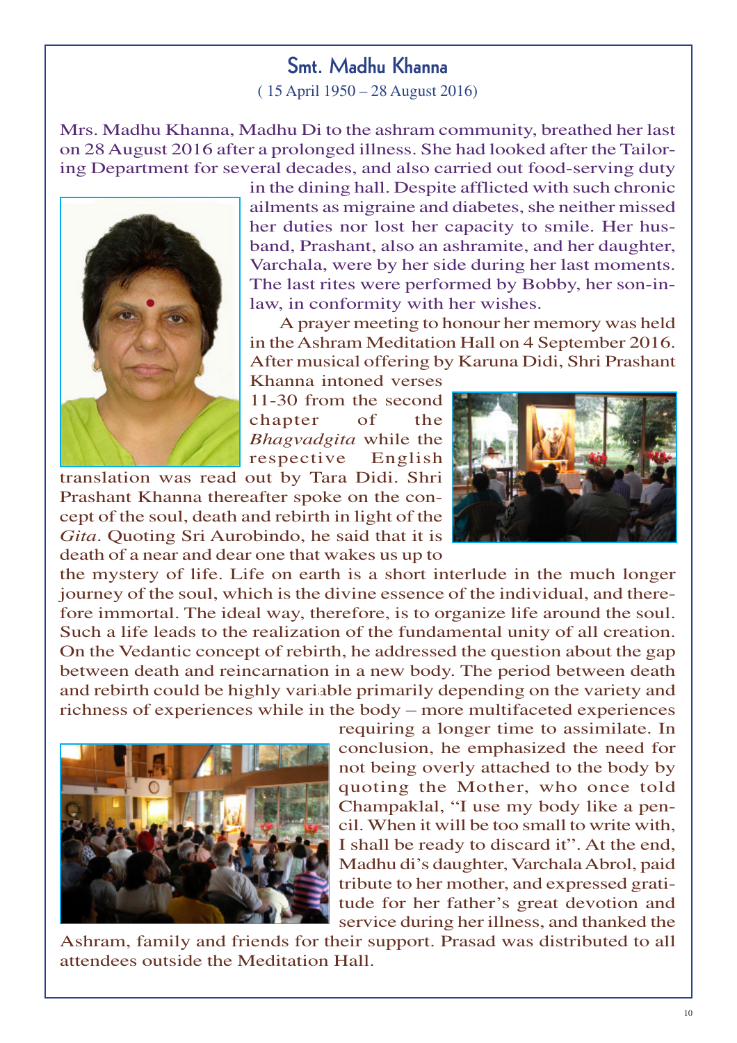## Smt. Madhu Khanna

( 15 April 1950 – 28 August 2016)

Mrs. Madhu Khanna, Madhu Di to the ashram community, breathed her last on 28 August 2016 after a prolonged illness. She had looked after the Tailoring Department for several decades, and also carried out food-serving duty in the dining hall. Despite afflicted with such chronic ailments as migraine and diabetes, she neither missed her duties nor lost her capacity to smile. Her husband, Prashant, also an ashramite, and her daughter, Varchala, were by her side during her last moments. The last rites were performed by Bobby, her son-in-law, in conformity with her wishes.

A prayer meeting to honour her memory was held in the Ashram Meditation Hall on 4 September 2016. After musical offering by Karuna Didi, Shri Prashant Khanna intoned verses 11-30 from the second chapter of the *Bhagvadgita* while the respective English translation was read out by Tara Didi. Shri Prashant Khanna thereafter spoke on the concept of the soul, death and rebirth in light of the *Gita*. Quoting Sri Aurobindo, he said that it is death of a near and dear one that wakes us up to the mystery of life. Life on earth is a short interlude in the much longer journey of the soul, which is the divine essence of the individual, and therefore immortal. The ideal way, therefore, is to organize life around the soul. Such a life leads to the realization of the fundamental unity of all creation. On the Vedantic concept of rebirth, he addressed the question about the gap between death and reincarnation in a new body. The period between death and rebirth could be highly variable primarily depending on the variety and richness of experiences while in the body – more multifaceted experiences requiring a longer time to assimilate. In conclusion, he emphasized the need for not being overly attached to the body by quoting the Mother, who once told Champaklal, "I use my body like a pencil. When it will be too small to write with, I shall be ready to discard it". At the end, Madhu di's daughter, Varchala Abrol, paid tribute to her mother, and expressed gratitude for her father's great devotion and service during her illness, and thanked the Ashram, family and friends for their support. Prasad was distributed to all attendees outside the Meditation Hall.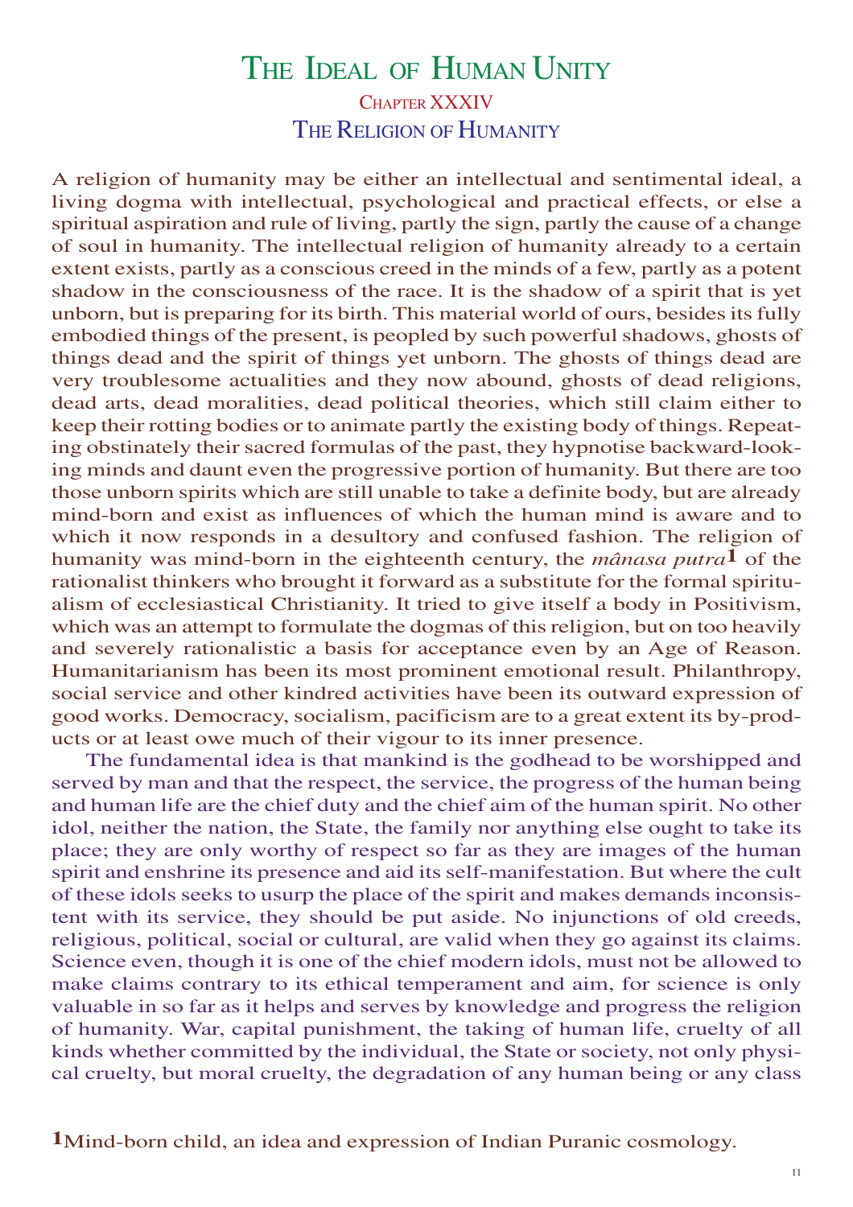# The Ideal of Human Unity

## Chapter XXXIV

## The Religion of Humanity

A religion of humanity may be either an intellectual and sentimental ideal, a living dogma with intellectual, psychological and practical effects, or else a spiritual aspiration and rule of living, partly the sign, partly the cause of a change of soul in humanity. The intellectual religion of humanity already to a certain extent exists, partly as a conscious creed in the minds of a few, partly as a potent shadow in the consciousness of the race. It is the shadow of a spirit that is yet unborn, but is preparing for its birth. This material world of ours, besides its fully embodied things of the present, is peopled by such powerful shadows, ghosts of things dead and the spirit of things yet unborn. The ghosts of things dead are very troublesome actualities and they now abound, ghosts of dead religions, dead arts, dead moralities, dead political theories, which still claim either to keep their rotting bodies or to animate partly the existing body of things. Repeating obstinately their sacred formulas of the past, they hypnotise backward-looking minds and daunt even the progressive portion of humanity. But there are too those unborn spirits which are still unable to take a definite body, but are already mind-born and exist as influences of which the human mind is aware and to which it now responds in a desultory and confused fashion. The religion of humanity was mind-born in the eighteenth century, the *mânasa putra*[1] of the rationalist thinkers who brought it forward as a substitute for the formal spiritualism of ecclesiastical Christianity. It tried to give itself a body in Positivism, which was an attempt to formulate the dogmas of this religion, but on too heavily and severely rationalistic a basis for acceptance even by an Age of Reason. Humanitarianism has been its most prominent emotional result. Philanthropy, social service and other kindred activities have been its outward expression of good works. Democracy, socialism, pacificism are to a great extent its by-products or at least owe much of their vigour to its inner presence.

The fundamental idea is that mankind is the godhead to be worshipped and served by man and that the respect, the service, the progress of the human being and human life are the chief duty and the chief aim of the human spirit. No other idol, neither the nation, the State, the family nor anything else ought to take its place; they are only worthy of respect so far as they are images of the human spirit and enshrine its presence and aid its self-manifestation. But where the cult of these idols seeks to usurp the place of the spirit and makes demands inconsistent with its service, they should be put aside. No injunctions of old creeds, religious, political, social or cultural, are valid when they go against its claims. Science even, though it is one of the chief modern idols, must not be allowed to make claims contrary to its ethical temperament and aim, for science is only valuable in so far as it helps and serves by knowledge and progress the religion of humanity. War, capital punishment, the taking of human life, cruelty of all kinds whether committed by the individual, the State or society, not only physical cruelty, but moral cruelty, the degradation of any human being or any class

[1] Mind-born child, an idea and expression of Indian Puranic cosmology.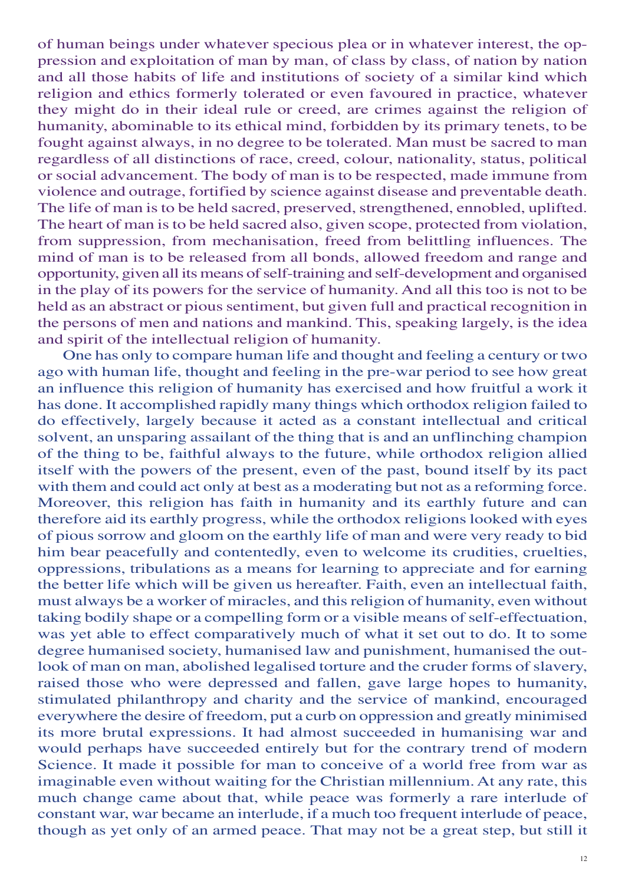of human beings under whatever specious plea or in whatever interest, the oppression and exploitation of man by man, of class by class, of nation by nation and all those habits of life and institutions of society of a similar kind which religion and ethics formerly tolerated or even favoured in practice, whatever they might do in their ideal rule or creed, are crimes against the religion of humanity, abominable to its ethical mind, forbidden by its primary tenets, to be fought against always, in no degree to be tolerated. Man must be sacred to man regardless of all distinctions of race, creed, colour, nationality, status, political or social advancement. The body of man is to be respected, made immune from violence and outrage, fortified by science against disease and preventable death. The life of man is to be held sacred, preserved, strengthened, ennobled, uplifted. The heart of man is to be held sacred also, given scope, protected from violation, from suppression, from mechanisation, freed from belittling influences. The mind of man is to be released from all bonds, allowed freedom and range and opportunity, given all its means of self-training and self-development and organised in the play of its powers for the service of humanity. And all this too is not to be held as an abstract or pious sentiment, but given full and practical recognition in the persons of men and nations and mankind. This, speaking largely, is the idea and spirit of the intellectual religion of humanity.

One has only to compare human life and thought and feeling a century or two ago with human life, thought and feeling in the pre-war period to see how great an influence this religion of humanity has exercised and how fruitful a work it has done. It accomplished rapidly many things which orthodox religion failed to do effectively, largely because it acted as a constant intellectual and critical solvent, an unsparing assailant of the thing that is and an unflinching champion of the thing to be, faithful always to the future, while orthodox religion allied itself with the powers of the present, even of the past, bound itself by its pact with them and could act only at best as a moderating but not as a reforming force. Moreover, this religion has faith in humanity and its earthly future and can therefore aid its earthly progress, while the orthodox religions looked with eyes of pious sorrow and gloom on the earthly life of man and were very ready to bid him bear peacefully and contentedly, even to welcome its crudities, cruelties, oppressions, tribulations as a means for learning to appreciate and for earning the better life which will be given us hereafter. Faith, even an intellectual faith, must always be a worker of miracles, and this religion of humanity, even without taking bodily shape or a compelling form or a visible means of self-effectuation, was yet able to effect comparatively much of what it set out to do. It to some degree humanised society, humanised law and punishment, humanised the outlook of man on man, abolished legalised torture and the cruder forms of slavery, raised those who were depressed and fallen, gave large hopes to humanity, stimulated philanthropy and charity and the service of mankind, encouraged everywhere the desire of freedom, put a curb on oppression and greatly minimised its more brutal expressions. It had almost succeeded in humanising war and would perhaps have succeeded entirely but for the contrary trend of modern Science. It made it possible for man to conceive of a world free from war as imaginable even without waiting for the Christian millennium. At any rate, this much change came about that, while peace was formerly a rare interlude of constant war, war became an interlude, if a much too frequent interlude of peace, though as yet only of an armed peace. That may not be a great step, but still it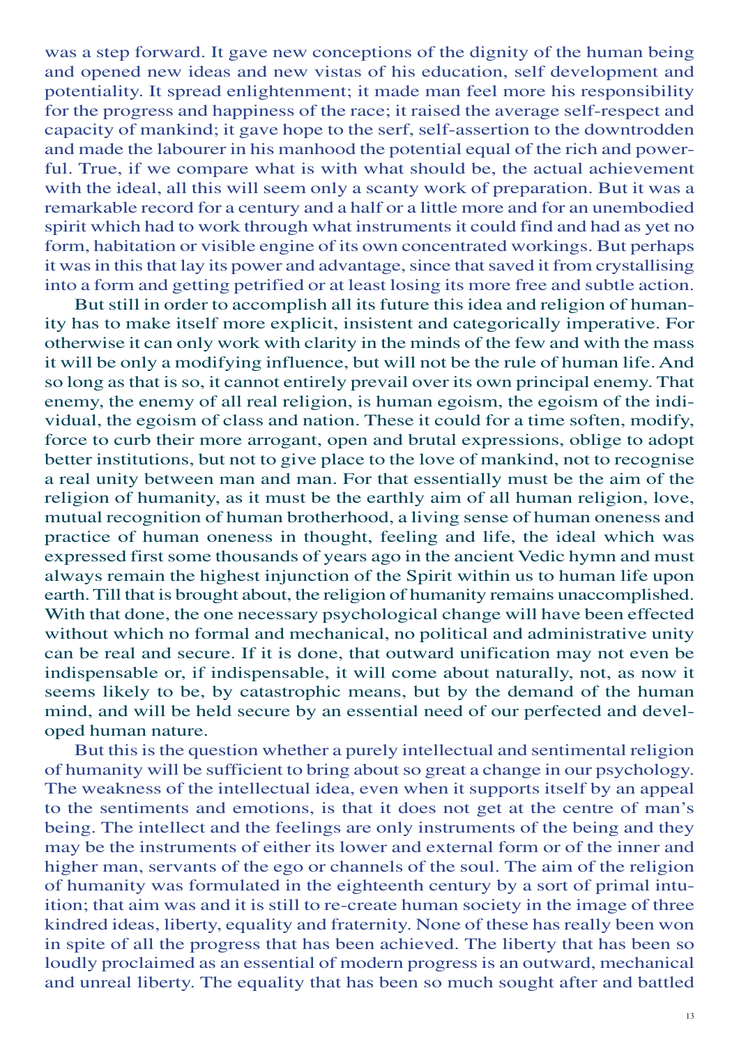was a step forward. It gave new conceptions of the dignity of the human being and opened new ideas and new vistas of his education, self development and potentiality. It spread enlightenment; it made man feel more his responsibility for the progress and happiness of the race; it raised the average self-respect and capacity of mankind; it gave hope to the serf, self-assertion to the downtrodden and made the labourer in his manhood the potential equal of the rich and powerful. True, if we compare what is with what should be, the actual achievement with the ideal, all this will seem only a scanty work of preparation. But it was a remarkable record for a century and a half or a little more and for an unembodied spirit which had to work through what instruments it could find and had as yet no form, habitation or visible engine of its own concentrated workings. But perhaps it was in this that lay its power and advantage, since that saved it from crystallising into a form and getting petrified or at least losing its more free and subtle action.

But still in order to accomplish all its future this idea and religion of humanity has to make itself more explicit, insistent and categorically imperative. For otherwise it can only work with clarity in the minds of the few and with the mass it will be only a modifying influence, but will not be the rule of human life. And so long as that is so, it cannot entirely prevail over its own principal enemy. That enemy, the enemy of all real religion, is human egoism, the egoism of the individual, the egoism of class and nation. These it could for a time soften, modify, force to curb their more arrogant, open and brutal expressions, oblige to adopt better institutions, but not to give place to the love of mankind, not to recognise a real unity between man and man. For that essentially must be the aim of the religion of humanity, as it must be the earthly aim of all human religion, love, mutual recognition of human brotherhood, a living sense of human oneness and practice of human oneness in thought, feeling and life, the ideal which was expressed first some thousands of years ago in the ancient Vedic hymn and must always remain the highest injunction of the Spirit within us to human life upon earth. Till that is brought about, the religion of humanity remains unaccomplished. With that done, the one necessary psychological change will have been effected without which no formal and mechanical, no political and administrative unity can be real and secure. If it is done, that outward unification may not even be indispensable or, if indispensable, it will come about naturally, not, as now it seems likely to be, by catastrophic means, but by the demand of the human mind, and will be held secure by an essential need of our perfected and developed human nature.

But this is the question whether a purely intellectual and sentimental religion of humanity will be sufficient to bring about so great a change in our psychology. The weakness of the intellectual idea, even when it supports itself by an appeal to the sentiments and emotions, is that it does not get at the centre of man's being. The intellect and the feelings are only instruments of the being and they may be the instruments of either its lower and external form or of the inner and higher man, servants of the ego or channels of the soul. The aim of the religion of humanity was formulated in the eighteenth century by a sort of primal intuition; that aim was and it is still to re-create human society in the image of three kindred ideas, liberty, equality and fraternity. None of these has really been won in spite of all the progress that has been achieved. The liberty that has been so loudly proclaimed as an essential of modern progress is an outward, mechanical and unreal liberty. The equality that has been so much sought after and battled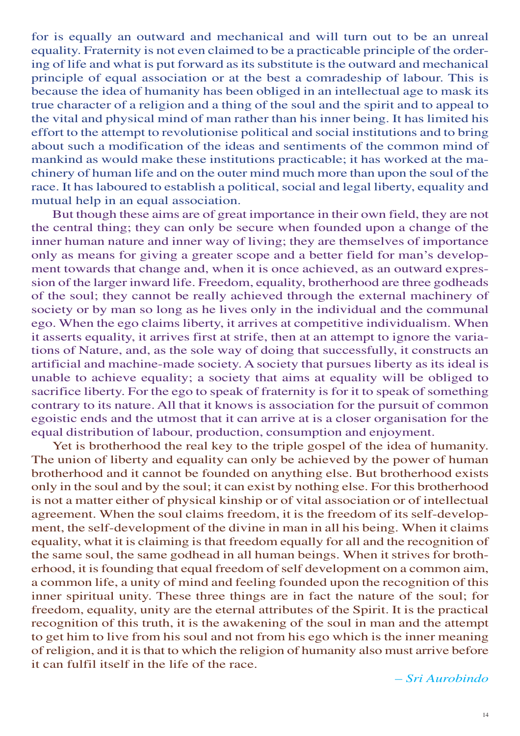for is equally an outward and mechanical and will turn out to be an unreal equality. Fraternity is not even claimed to be a practicable principle of the ordering of life and what is put forward as its substitute is the outward and mechanical principle of equal association or at the best a comradeship of labour. This is because the idea of humanity has been obliged in an intellectual age to mask its true character of a religion and a thing of the soul and the spirit and to appeal to the vital and physical mind of man rather than his inner being. It has limited his effort to the attempt to revolutionise political and social institutions and to bring about such a modification of the ideas and sentiments of the common mind of mankind as would make these institutions practicable; it has worked at the machinery of human life and on the outer mind much more than upon the soul of the race. It has laboured to establish a political, social and legal liberty, equality and mutual help in an equal association.

But though these aims are of great importance in their own field, they are not the central thing; they can only be secure when founded upon a change of the inner human nature and inner way of living; they are themselves of importance only as means for giving a greater scope and a better field for man's development towards that change and, when it is once achieved, as an outward expression of the larger inward life. Freedom, equality, brotherhood are three godheads of the soul; they cannot be really achieved through the external machinery of society or by man so long as he lives only in the individual and the communal ego. When the ego claims liberty, it arrives at competitive individualism. When it asserts equality, it arrives first at strife, then at an attempt to ignore the variations of Nature, and, as the sole way of doing that successfully, it constructs an artificial and machine-made society. A society that pursues liberty as its ideal is unable to achieve equality; a society that aims at equality will be obliged to sacrifice liberty. For the ego to speak of fraternity is for it to speak of something contrary to its nature. All that it knows is association for the pursuit of common egoistic ends and the utmost that it can arrive at is a closer organisation for the equal distribution of labour, production, consumption and enjoyment.

Yet is brotherhood the real key to the triple gospel of the idea of humanity. The union of liberty and equality can only be achieved by the power of human brotherhood and it cannot be founded on anything else. But brotherhood exists only in the soul and by the soul; it can exist by nothing else. For this brotherhood is not a matter either of physical kinship or of vital association or of intellectual agreement. When the soul claims freedom, it is the freedom of its self-development, the self-development of the divine in man in all his being. When it claims equality, what it is claiming is that freedom equally for all and the recognition of the same soul, the same godhead in all human beings. When it strives for brotherhood, it is founding that equal freedom of self development on a common aim, a common life, a unity of mind and feeling founded upon the recognition of this inner spiritual unity. These three things are in fact the nature of the soul; for freedom, equality, unity are the eternal attributes of the Spirit. It is the practical recognition of this truth, it is the awakening of the soul in man and the attempt to get him to live from his soul and not from his ego which is the inner meaning of religion, and it is that to which the religion of humanity also must arrive before it can fulfil itself in the life of the race.

*– Sri Aurobindo*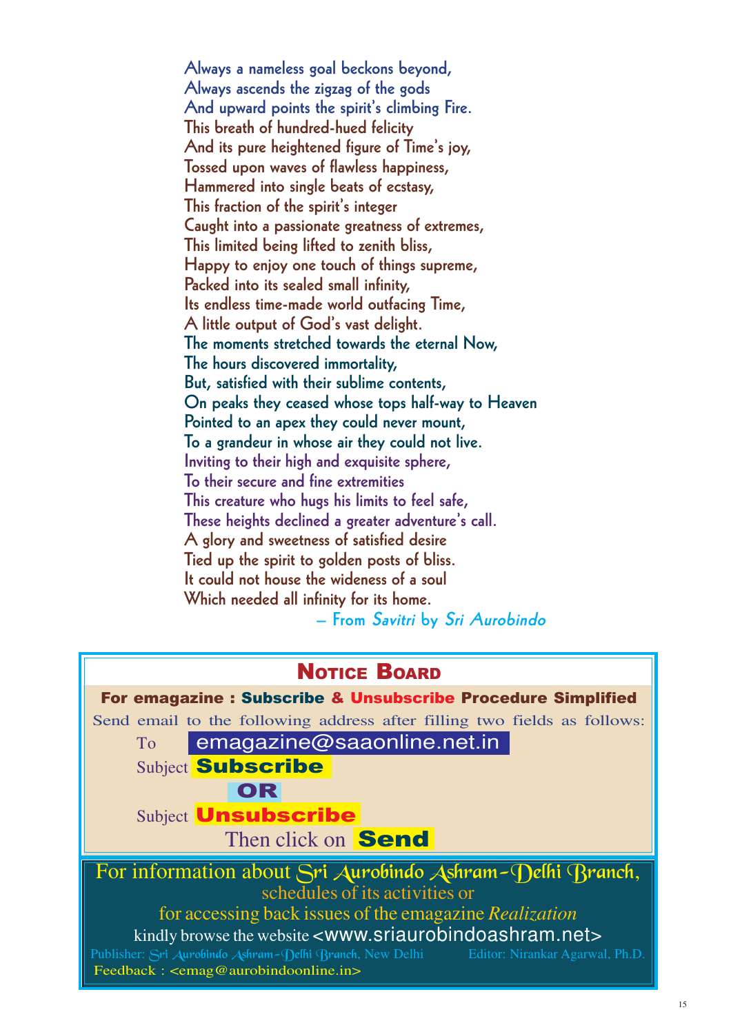Always a nameless goal beckons beyond,
Always ascends the zigzag of the gods
And upward points the spirit's climbing Fire.
This breath of hundred-hued felicity
And its pure heightened figure of Time's joy,
Tossed upon waves of flawless happiness,
Hammered into single beats of ecstasy,
This fraction of the spirit's integer
Caught into a passionate greatness of extremes,
This limited being lifted to zenith bliss,
Happy to enjoy one touch of things supreme,
Packed into its sealed small infinity,
Its endless time-made world outfacing Time,
A little output of God's vast delight.
The moments stretched towards the eternal Now,
The hours discovered immortality,
But, satisfied with their sublime contents,
On peaks they ceased whose tops half-way to Heaven
Pointed to an apex they could never mount,
To a grandeur in whose air they could not live.
Inviting to their high and exquisite sphere,
To their secure and fine extremities
This creature who hugs his limits to feel safe,
These heights declined a greater adventure's call.
A glory and sweetness of satisfied desire
Tied up the spirit to golden posts of bliss.
It could not house the wideness of a soul
Which needed all infinity for its home.

– From *Savitri* by *Sri Aurobindo*

## NOTICE BOARD

**For emagazine : Subscribe & Unsubscribe Procedure Simplified**

Send email to the following address after filling two fields as follows:

To **emagazine@saaonline.net.in**

Subject **Subscribe**

**OR**

Subject **Unsubscribe**

Then click on **Send**

For information about Sri Aurobindo Ashram-Delhi Branch,
schedules of its activities or
for accessing back issues of the emagazine *Realization*
kindly browse the website <www.sriaurobindoashram.net>

Publisher: Sri Aurobindo Ashram-Delhi Branch, New Delhi    Editor: Nirankar Agarwal, Ph.D.

Feedback : <emag@aurobindoonline.in>